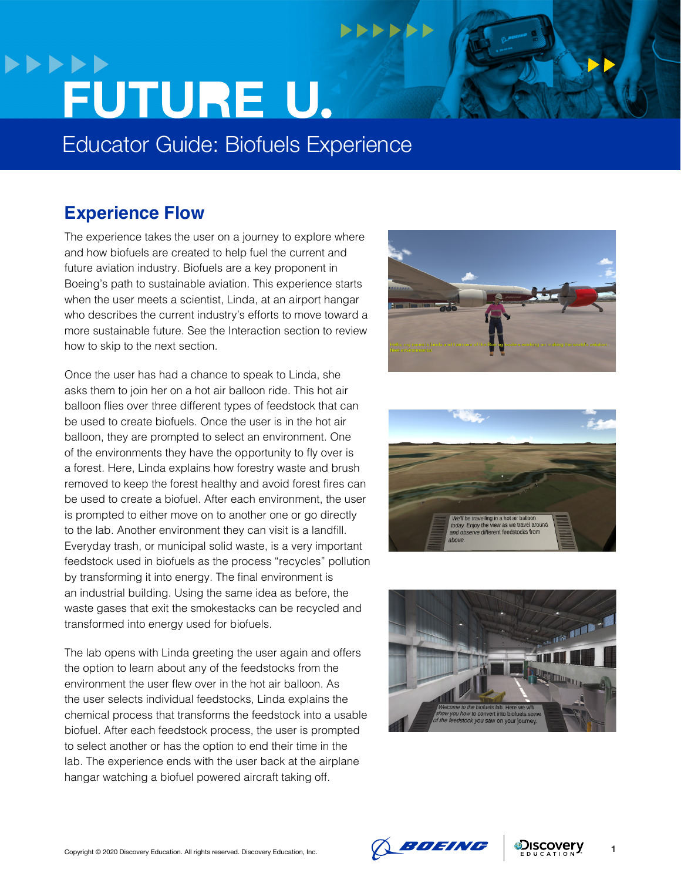# FUTURE U.

## Educator Guide: Biofuels Experience

### Experience Flow

The experience takes the user on a journey to explore where and how biofuels are created to help fuel the current and future aviation industry. Biofuels are a key proponent in Boeing's path to sustainable aviation. This experience starts when the user meets a scientist, Linda, at an airport hangar who describes the current industry's efforts to move toward a more sustainable future. See the Interaction section to review how to skip to the next section.

Once the user has had a chance to speak to Linda, she asks them to join her on a hot air balloon ride. This hot air balloon flies over three different types of feedstock that can be used to create biofuels. Once the user is in the hot air balloon, they are prompted to select an environment. One of the environments they have the opportunity to fly over is a forest. Here, Linda explains how forestry waste and brush removed to keep the forest healthy and avoid forest fires can be used to create a biofuel. After each environment, the user is prompted to either move on to another one or go directly to the lab. Another environment they can visit is a landfill. Everyday trash, or municipal solid waste, is a very important feedstock used in biofuels as the process "recycles" pollution by transforming it into energy. The final environment is an industrial building. Using the same idea as before, the waste gases that exit the smokestacks can be recycled and transformed into energy used for biofuels.

The lab opens with Linda greeting the user again and offers the option to learn about any of the feedstocks from the environment the user flew over in the hot air balloon. As the user selects individual feedstocks, Linda explains the chemical process that transforms the feedstock into a usable biofuel. After each feedstock process, the user is prompted to select another or has the option to end their time in the lab. The experience ends with the user back at the airplane hangar watching a biofuel powered aircraft taking off.

Copyright © 2020 Discovery Education. All rights reserved. Discovery Education, Inc.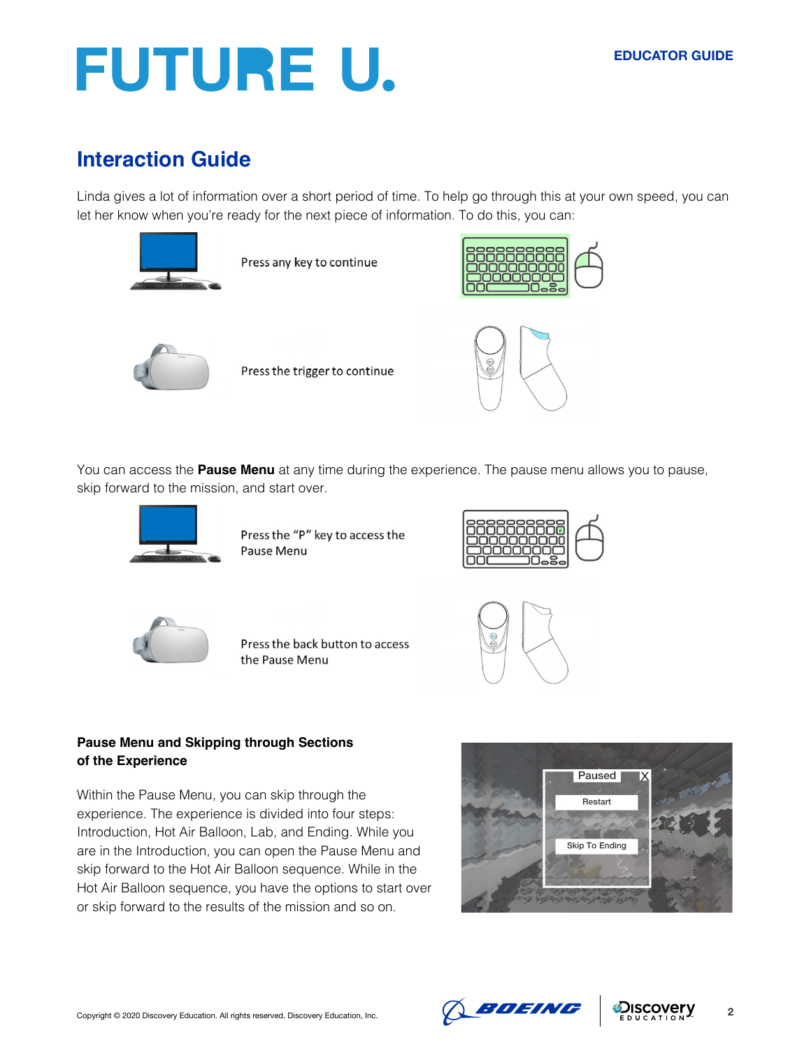# FUTURE U.

## Interaction Guide

Linda gives a lot of information over a short period of time. To help go through this at your own speed, you can let her know when you're ready for the next piece of information. To do this, you can:

Press any key to continue

Press the trigger to continue

You can access the **Pause Menu** at any time during the experience. The pause menu allows you to pause, skip forward to the mission, and start over.

Press the "P" key to access the Pause Menu

Press the back button to access the Pause Menu

### Pause Menu and Skipping through Sections of the Experience

Within the Pause Menu, you can skip through the experience. The experience is divided into four steps: Introduction, Hot Air Balloon, Lab, and Ending. While you are in the Introduction, you can open the Pause Menu and skip forward to the Hot Air Balloon sequence. While in the Hot Air Balloon sequence, you have the options to start over or skip forward to the results of the mission and so on.

Paused

Restart

Skip To Ending

Copyright © 2020 Discovery Education. All rights reserved. Discovery Education, Inc.